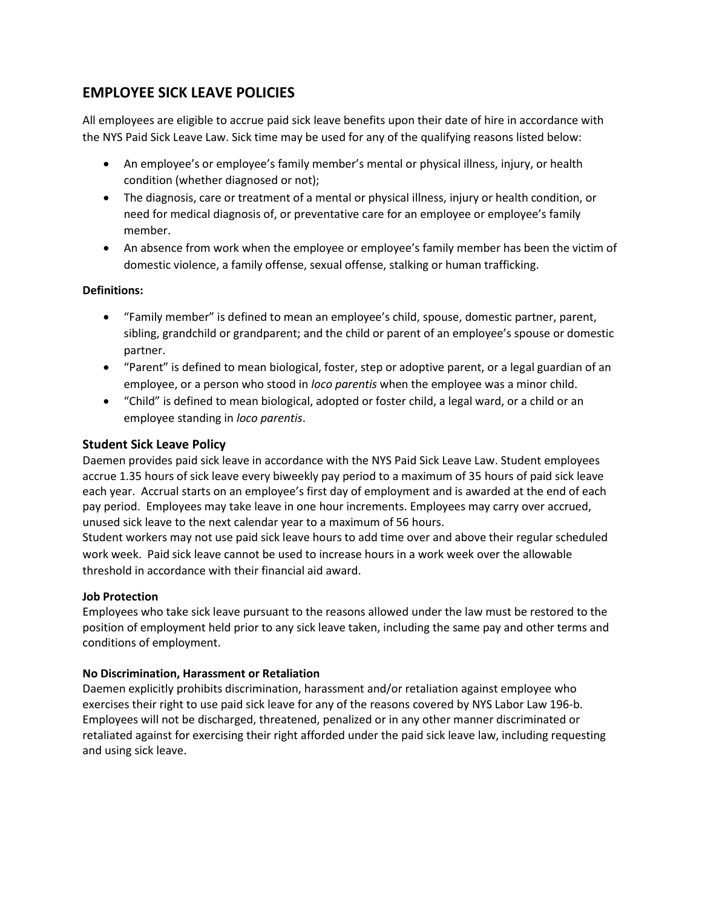## EMPLOYEE SICK LEAVE POLICIES

All employees are eligible to accrue paid sick leave benefits upon their date of hire in accordance with the NYS Paid Sick Leave Law. Sick time may be used for any of the qualifying reasons listed below:

- An employee's or employee's family member's mental or physical illness, injury, or health condition (whether diagnosed or not);
- The diagnosis, care or treatment of a mental or physical illness, injury or health condition, or need for medical diagnosis of, or preventative care for an employee or employee's family member.
- An absence from work when the employee or employee's family member has been the victim of domestic violence, a family offense, sexual offense, stalking or human trafficking.

**Definitions:**

- "Family member" is defined to mean an employee's child, spouse, domestic partner, parent, sibling, grandchild or grandparent; and the child or parent of an employee's spouse or domestic partner.
- "Parent" is defined to mean biological, foster, step or adoptive parent, or a legal guardian of an employee, or a person who stood in *loco parentis* when the employee was a minor child.
- "Child" is defined to mean biological, adopted or foster child, a legal ward, or a child or an employee standing in *loco parentis*.

### Student Sick Leave Policy

Daemen provides paid sick leave in accordance with the NYS Paid Sick Leave Law. Student employees accrue 1.35 hours of sick leave every biweekly pay period to a maximum of 35 hours of paid sick leave each year. Accrual starts on an employee's first day of employment and is awarded at the end of each pay period. Employees may take leave in one hour increments. Employees may carry over accrued, unused sick leave to the next calendar year to a maximum of 56 hours.

Student workers may not use paid sick leave hours to add time over and above their regular scheduled work week. Paid sick leave cannot be used to increase hours in a work week over the allowable threshold in accordance with their financial aid award.

**Job Protection**

Employees who take sick leave pursuant to the reasons allowed under the law must be restored to the position of employment held prior to any sick leave taken, including the same pay and other terms and conditions of employment.

**No Discrimination, Harassment or Retaliation**

Daemen explicitly prohibits discrimination, harassment and/or retaliation against employee who exercises their right to use paid sick leave for any of the reasons covered by NYS Labor Law 196-b. Employees will not be discharged, threatened, penalized or in any other manner discriminated or retaliated against for exercising their right afforded under the paid sick leave law, including requesting and using sick leave.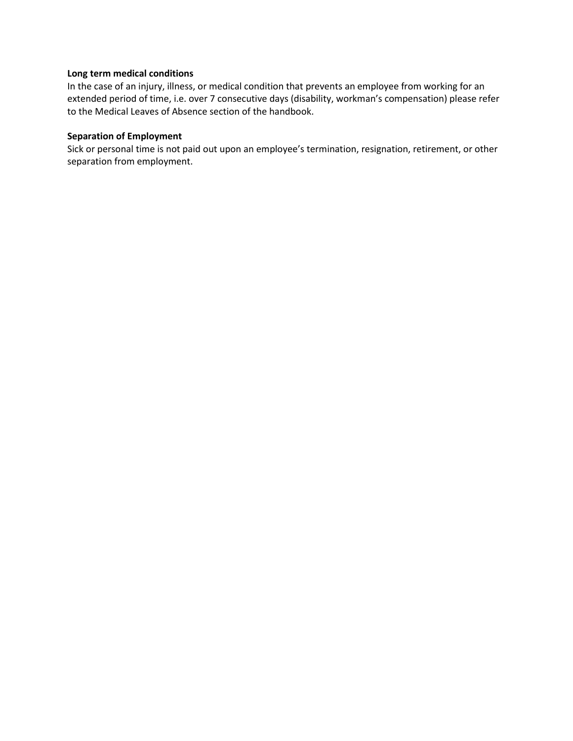**Long term medical conditions**

In the case of an injury, illness, or medical condition that prevents an employee from working for an extended period of time, i.e. over 7 consecutive days (disability, workman's compensation) please refer to the Medical Leaves of Absence section of the handbook.

**Separation of Employment**

Sick or personal time is not paid out upon an employee's termination, resignation, retirement, or other separation from employment.